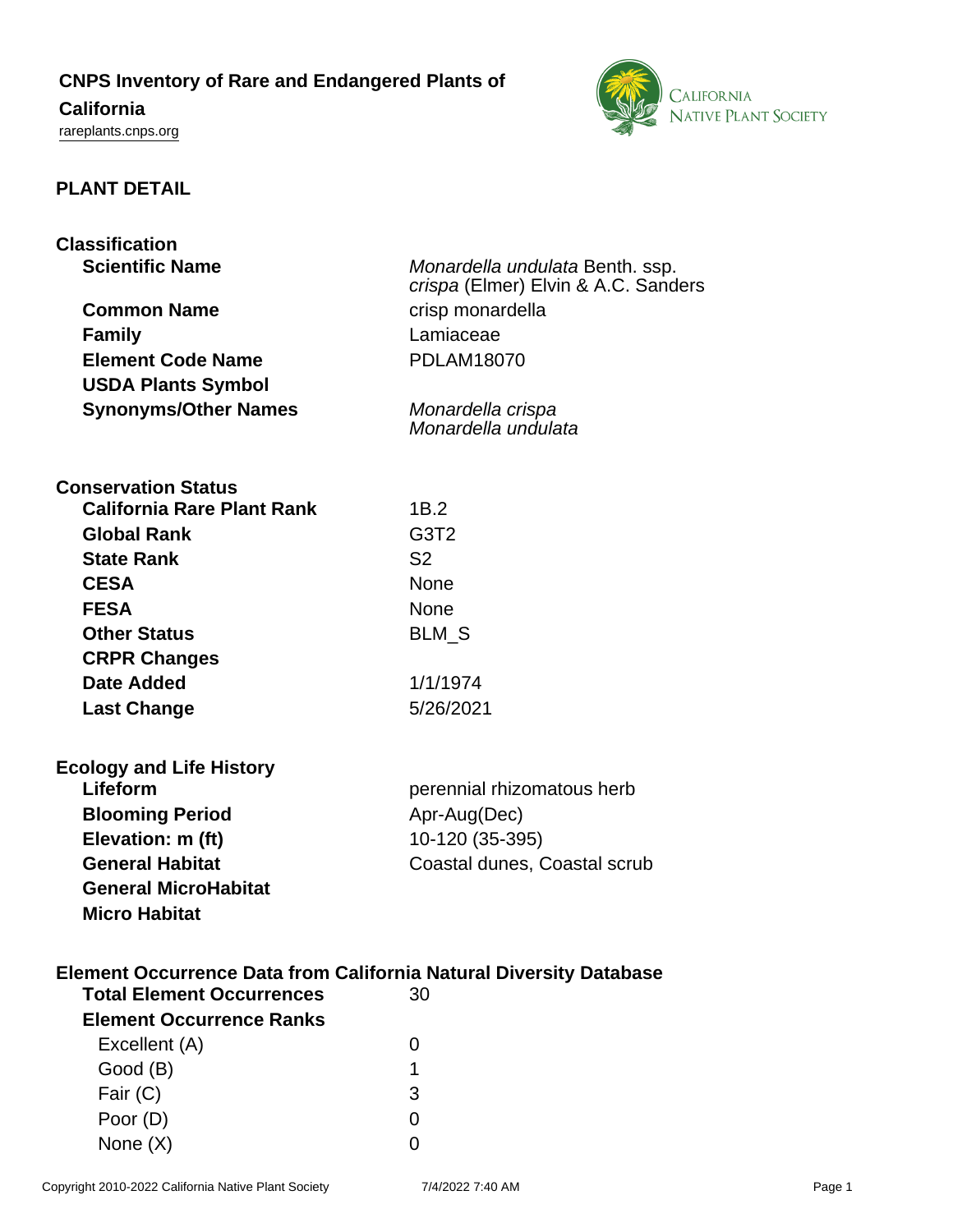# CNPS Inventory of Rare and Endangered Plants of California

rareplants.cnps.org

## PLANT DETAIL

### Classification

| | |
|---|---|
| **Scientific Name** | *Monardella undulata* Benth. ssp. *crispa* (Elmer) Elvin & A.C. Sanders |
| **Common Name** | crisp monardella |
| **Family** | Lamiaceae |
| **Element Code Name** | PDLAM18070 |
| **USDA Plants Symbol** | |
| **Synonyms/Other Names** | *Monardella crispa*<br>*Monardella undulata* |

### Conservation Status

| | |
|---|---|
| **California Rare Plant Rank** | 1B.2 |
| **Global Rank** | G3T2 |
| **State Rank** | S2 |
| **CESA** | None |
| **FESA** | None |
| **Other Status** | BLM_S |
| **CRPR Changes** | |
| **Date Added** | 1/1/1974 |
| **Last Change** | 5/26/2021 |

### Ecology and Life History

| | |
|---|---|
| **Lifeform** | perennial rhizomatous herb |
| **Blooming Period** | Apr-Aug(Dec) |
| **Elevation: m (ft)** | 10-120 (35-395) |
| **General Habitat** | Coastal dunes, Coastal scrub |
| **General MicroHabitat** | |
| **Micro Habitat** | |

### Element Occurrence Data from California Natural Diversity Database

| | |
|---|---|
| **Total Element Occurrences** | 30 |
| **Element Occurrence Ranks** | |
| Excellent (A) | 0 |
| Good (B) | 1 |
| Fair (C) | 3 |
| Poor (D) | 0 |
| None (X) | 0 |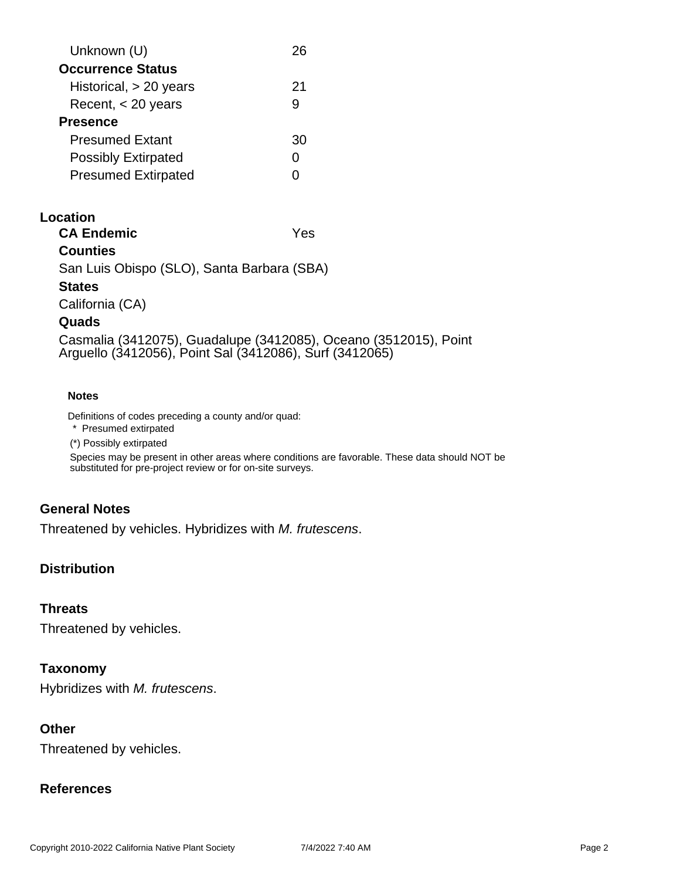| | |
|---|---|
| Unknown (U) | 26 |
| **Occurrence Status** | |
| Historical, > 20 years | 21 |
| Recent, < 20 years | 9 |
| **Presence** | |
| Presumed Extant | 30 |
| Possibly Extirpated | 0 |
| Presumed Extirpated | 0 |

## Location

**CA Endemic** Yes

**Counties**

San Luis Obispo (SLO), Santa Barbara (SBA)

**States**

California (CA)

**Quads**

Casmalia (3412075), Guadalupe (3412085), Oceano (3512015), Point Arguello (3412056), Point Sal (3412086), Surf (3412065)

**Notes**

Definitions of codes preceding a county and/or quad:

\* Presumed extirpated

(*) Possibly extirpated

Species may be present in other areas where conditions are favorable. These data should NOT be substituted for pre-project review or for on-site surveys.

## General Notes

Threatened by vehicles. Hybridizes with *M. frutescens*.

## Distribution

## Threats

Threatened by vehicles.

## Taxonomy

Hybridizes with *M. frutescens*.

## Other

Threatened by vehicles.

## References